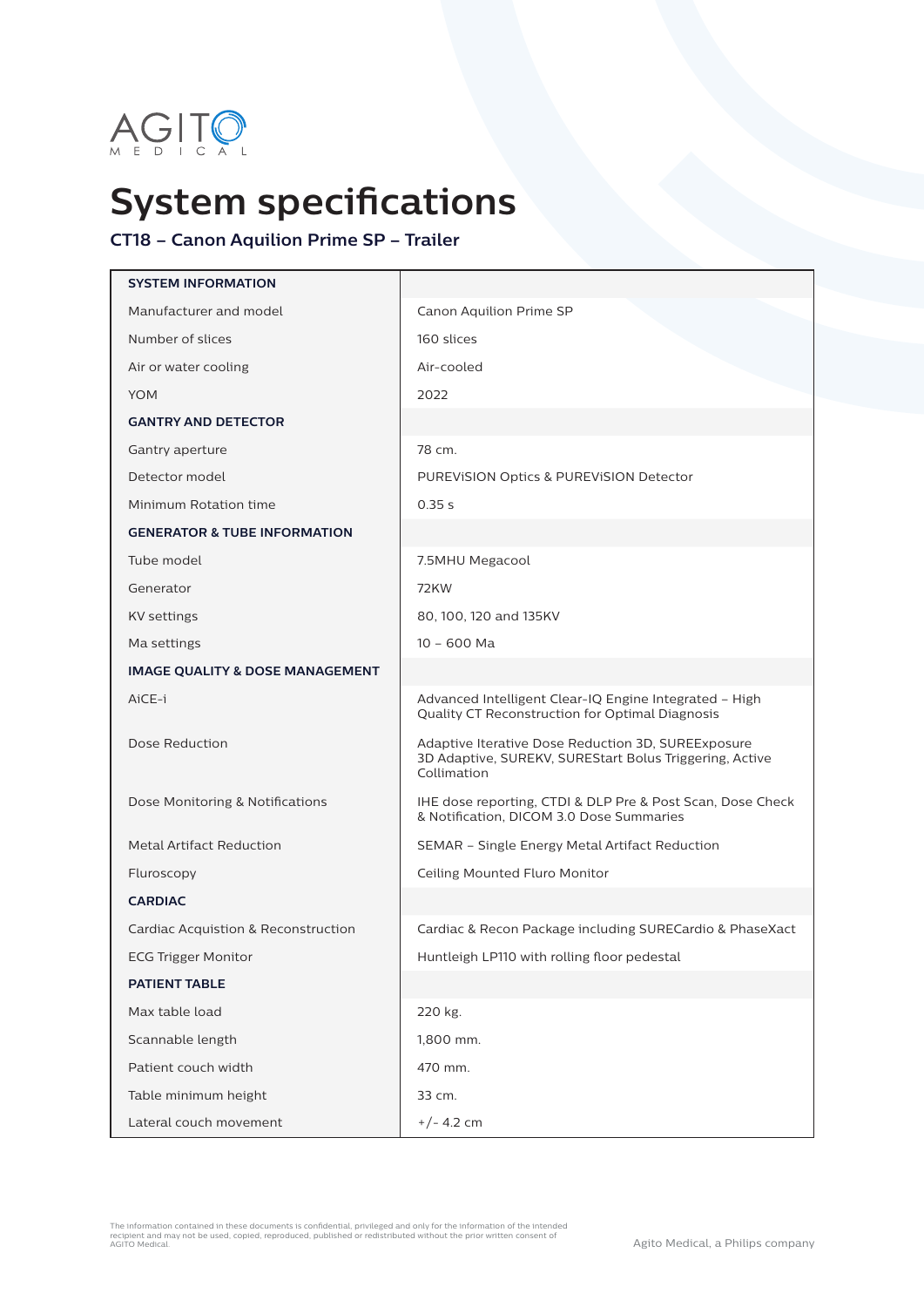AGITO MEDICAL

# System specifications

### CT18 – Canon Aquilion Prime SP – Trailer

| **SYSTEM INFORMATION** | |
|---|---|
| Manufacturer and model | Canon Aquilion Prime SP |
| Number of slices | 160 slices |
| Air or water cooling | Air-cooled |
| YOM | 2022 |
| **GANTRY AND DETECTOR** | |
| Gantry aperture | 78 cm. |
| Detector model | PUREViSION Optics & PUREViSION Detector |
| Minimum Rotation time | 0.35 s |
| **GENERATOR & TUBE INFORMATION** | |
| Tube model | 7.5MHU Megacool |
| Generator | 72KW |
| KV settings | 80, 100, 120 and 135KV |
| Ma settings | 10 – 600 Ma |
| **IMAGE QUALITY & DOSE MANAGEMENT** | |
| AiCE-i | Advanced Intelligent Clear-IQ Engine Integrated – High Quality CT Reconstruction for Optimal Diagnosis |
| Dose Reduction | Adaptive Iterative Dose Reduction 3D, SUREExposure 3D Adaptive, SUREKV, SUREStart Bolus Triggering, Active Collimation |
| Dose Monitoring & Notifications | IHE dose reporting, CTDI & DLP Pre & Post Scan, Dose Check & Notification, DICOM 3.0 Dose Summaries |
| Metal Artifact Reduction | SEMAR – Single Energy Metal Artifact Reduction |
| Fluroscopy | Ceiling Mounted Fluro Monitor |
| **CARDIAC** | |
| Cardiac Acquistion & Reconstruction | Cardiac & Recon Package including SURECardio & PhaseXact |
| ECG Trigger Monitor | Huntleigh LP110 with rolling floor pedestal |
| **PATIENT TABLE** | |
| Max table load | 220 kg. |
| Scannable length | 1,800 mm. |
| Patient couch width | 470 mm. |
| Table minimum height | 33 cm. |
| Lateral couch movement | +/- 4.2 cm |

The information contained in these documents is confidential, privileged and only for the information of the intended recipient and may not be used, copied, reproduced, published or redistributed without the prior written consent of AGITO Medical.

Agito Medical, a Philips company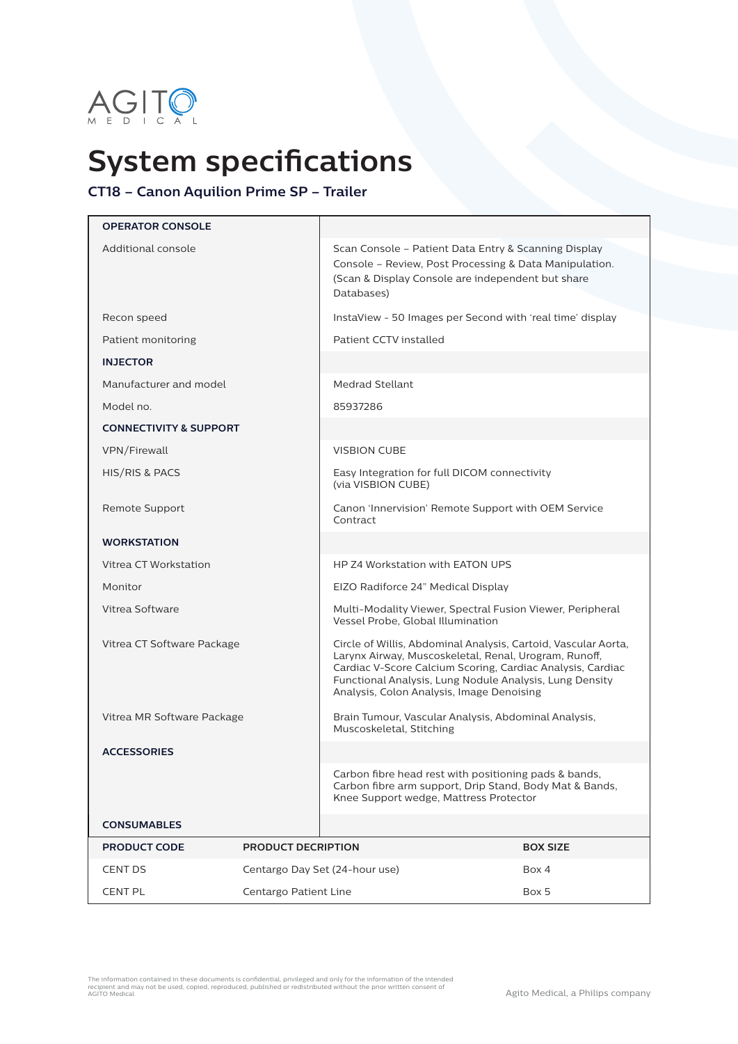AGITO MEDICAL

# System specifications

## CT18 – Canon Aquilion Prime SP – Trailer

| | |
|---|---|
| **OPERATOR CONSOLE** | |
| Additional console | Scan Console – Patient Data Entry & Scanning Display Console – Review, Post Processing & Data Manipulation. (Scan & Display Console are independent but share Databases) |
| Recon speed | InstaView - 50 Images per Second with 'real time' display |
| Patient monitoring | Patient CCTV installed |
| **INJECTOR** | |
| Manufacturer and model | Medrad Stellant |
| Model no. | 85937286 |
| **CONNECTIVITY & SUPPORT** | |
| VPN/Firewall | VISBION CUBE |
| HIS/RIS & PACS | Easy Integration for full DICOM connectivity (via VISBION CUBE) |
| Remote Support | Canon 'Innervision' Remote Support with OEM Service Contract |
| **WORKSTATION** | |
| Vitrea CT Workstation | HP Z4 Workstation with EATON UPS |
| Monitor | EIZO Radiforce 24" Medical Display |
| Vitrea Software | Multi-Modality Viewer, Spectral Fusion Viewer, Peripheral Vessel Probe, Global Illumination |
| Vitrea CT Software Package | Circle of Willis, Abdominal Analysis, Cartoid, Vascular Aorta, Larynx Airway, Muscoskeletal, Renal, Urogram, Runoff, Cardiac V-Score Calcium Scoring, Cardiac Analysis, Cardiac Functional Analysis, Lung Nodule Analysis, Lung Density Analysis, Colon Analysis, Image Denoising |
| Vitrea MR Software Package | Brain Tumour, Vascular Analysis, Abdominal Analysis, Muscoskeletal, Stitching |
| **ACCESSORIES** | |
| | Carbon fibre head rest with positioning pads & bands, Carbon fibre arm support, Drip Stand, Body Mat & Bands, Knee Support wedge, Mattress Protector |
| **CONSUMABLES** | |

| PRODUCT CODE | PRODUCT DECRIPTION | BOX SIZE |
|---|---|---|
| CENT DS | Centargo Day Set (24-hour use) | Box 4 |
| CENT PL | Centargo Patient Line | Box 5 |

The information contained in these documents is confidential, privileged and only for the information of the intended recipient and may not be used, copied, reproduced, published or redistributed without the prior written consent of AGITO Medical.

Agito Medical, a Philips company